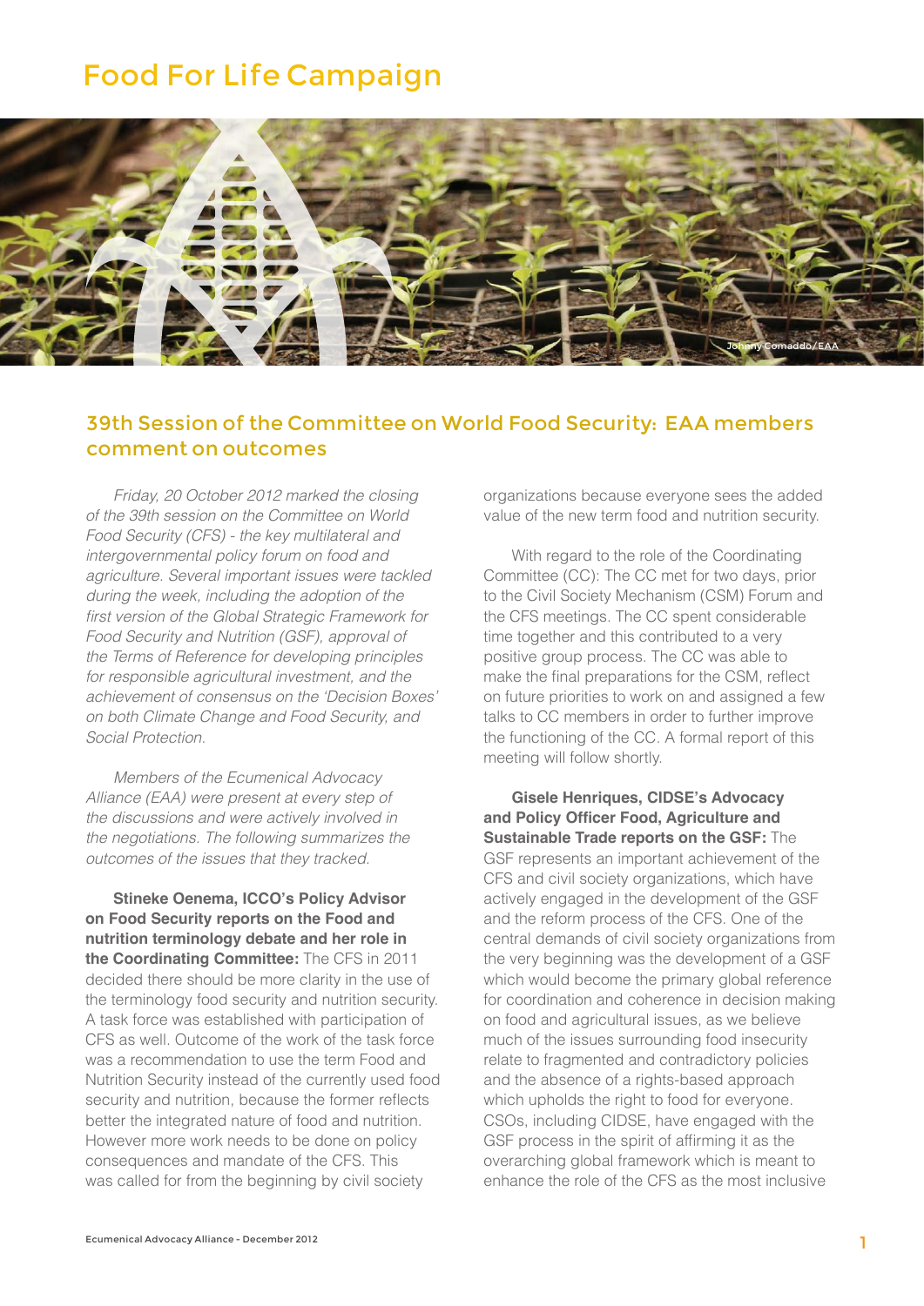# Food For Life Campaign

Johnny Comaddo/EAA

## 39th Session of the Committee on World Food Security: EAA members comment on outcomes

*Friday, 20 October 2012 marked the closing of the 39th session on the Committee on World Food Security (CFS) - the key multilateral and intergovernmental policy forum on food and agriculture. Several important issues were tackled during the week, including the adoption of the first version of the Global Strategic Framework for Food Security and Nutrition (GSF), approval of the Terms of Reference for developing principles for responsible agricultural investment, and the achievement of consensus on the 'Decision Boxes' on both Climate Change and Food Security, and Social Protection.*

*Members of the Ecumenical Advocacy Alliance (EAA) were present at every step of the discussions and were actively involved in the negotiations. The following summarizes the outcomes of the issues that they tracked.*

**Stineke Oenema, ICCO's Policy Advisor on Food Security reports on the Food and nutrition terminology debate and her role in the Coordinating Committee:** The CFS in 2011 decided there should be more clarity in the use of the terminology food security and nutrition security. A task force was established with participation of CFS as well. Outcome of the work of the task force was a recommendation to use the term Food and Nutrition Security instead of the currently used food security and nutrition, because the former reflects better the integrated nature of food and nutrition. However more work needs to be done on policy consequences and mandate of the CFS. This was called for from the beginning by civil society organizations because everyone sees the added value of the new term food and nutrition security.

With regard to the role of the Coordinating Committee (CC): The CC met for two days, prior to the Civil Society Mechanism (CSM) Forum and the CFS meetings. The CC spent considerable time together and this contributed to a very positive group process. The CC was able to make the final preparations for the CSM, reflect on future priorities to work on and assigned a few talks to CC members in order to further improve the functioning of the CC. A formal report of this meeting will follow shortly.

**Gisele Henriques, CIDSE's Advocacy and Policy Officer Food, Agriculture and Sustainable Trade reports on the GSF:** The GSF represents an important achievement of the CFS and civil society organizations, which have actively engaged in the development of the GSF and the reform process of the CFS. One of the central demands of civil society organizations from the very beginning was the development of a GSF which would become the primary global reference for coordination and coherence in decision making on food and agricultural issues, as we believe much of the issues surrounding food insecurity relate to fragmented and contradictory policies and the absence of a rights-based approach which upholds the right to food for everyone. CSOs, including CIDSE, have engaged with the GSF process in the spirit of affirming it as the overarching global framework which is meant to enhance the role of the CFS as the most inclusive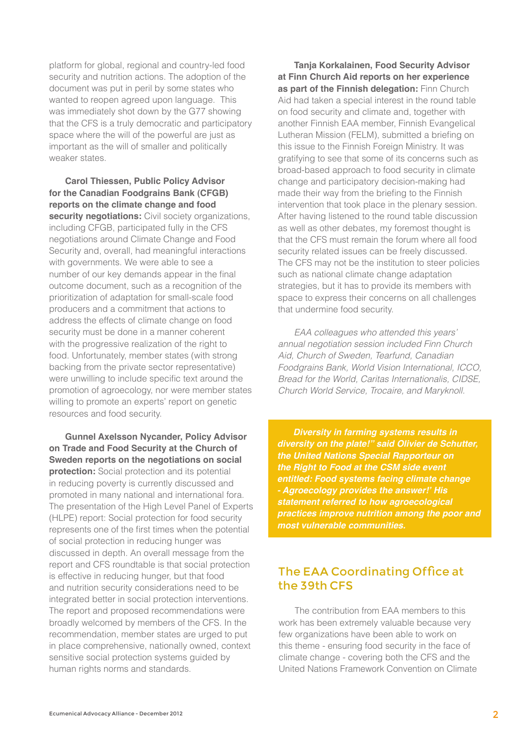platform for global, regional and country-led food security and nutrition actions. The adoption of the document was put in peril by some states who wanted to reopen agreed upon language. This was immediately shot down by the G77 showing that the CFS is a truly democratic and participatory space where the will of the powerful are just as important as the will of smaller and politically weaker states.

**Carol Thiessen, Public Policy Advisor for the Canadian Foodgrains Bank (CFGB) reports on the climate change and food security negotiations:** Civil society organizations, including CFGB, participated fully in the CFS negotiations around Climate Change and Food Security and, overall, had meaningful interactions with governments. We were able to see a number of our key demands appear in the final outcome document, such as a recognition of the prioritization of adaptation for small-scale food producers and a commitment that actions to address the effects of climate change on food security must be done in a manner coherent with the progressive realization of the right to food. Unfortunately, member states (with strong backing from the private sector representative) were unwilling to include specific text around the promotion of agroecology, nor were member states willing to promote an experts' report on genetic resources and food security.

**Gunnel Axelsson Nycander, Policy Advisor on Trade and Food Security at the Church of Sweden reports on the negotiations on social protection:** Social protection and its potential in reducing poverty is currently discussed and promoted in many national and international fora. The presentation of the High Level Panel of Experts (HLPE) report: Social protection for food security represents one of the first times when the potential of social protection in reducing hunger was discussed in depth. An overall message from the report and CFS roundtable is that social protection is effective in reducing hunger, but that food and nutrition security considerations need to be integrated better in social protection interventions. The report and proposed recommendations were broadly welcomed by members of the CFS. In the recommendation, member states are urged to put in place comprehensive, nationally owned, context sensitive social protection systems guided by human rights norms and standards.

**Tanja Korkalainen, Food Security Advisor at Finn Church Aid reports on her experience as part of the Finnish delegation:** Finn Church Aid had taken a special interest in the round table on food security and climate and, together with another Finnish EAA member, Finnish Evangelical Lutheran Mission (FELM), submitted a briefing on this issue to the Finnish Foreign Ministry. It was gratifying to see that some of its concerns such as broad-based approach to food security in climate change and participatory decision-making had made their way from the briefing to the Finnish intervention that took place in the plenary session. After having listened to the round table discussion as well as other debates, my foremost thought is that the CFS must remain the forum where all food security related issues can be freely discussed. The CFS may not be the institution to steer policies such as national climate change adaptation strategies, but it has to provide its members with space to express their concerns on all challenges that undermine food security.

*EAA colleagues who attended this years' annual negotiation session included Finn Church Aid, Church of Sweden, Tearfund, Canadian Foodgrains Bank, World Vision International, ICCO, Bread for the World, Caritas Internationalis, CIDSE, Church World Service, Trocaire, and Maryknoll.*

***Diversity in farming systems results in diversity on the plate!" said Olivier de Schutter, the United Nations Special Rapporteur on the Right to Food at the CSM side event entitled: Food systems facing climate change - Agroecology provides the answer!' His statement referred to how agroecological practices improve nutrition among the poor and most vulnerable communities.***

## The EAA Coordinating Office at the 39th CFS

The contribution from EAA members to this work has been extremely valuable because very few organizations have been able to work on this theme - ensuring food security in the face of climate change - covering both the CFS and the United Nations Framework Convention on Climate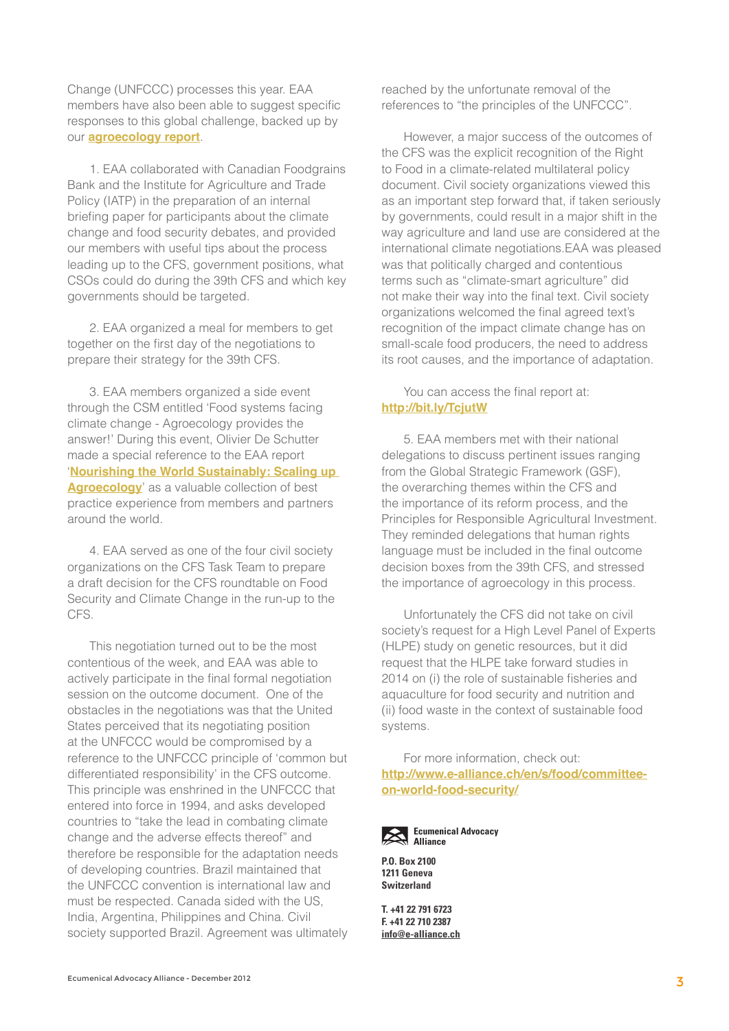Change (UNFCCC) processes this year. EAA members have also been able to suggest specific responses to this global challenge, backed up by our **agroecology report**.

1. EAA collaborated with Canadian Foodgrains Bank and the Institute for Agriculture and Trade Policy (IATP) in the preparation of an internal briefing paper for participants about the climate change and food security debates, and provided our members with useful tips about the process leading up to the CFS, government positions, what CSOs could do during the 39th CFS and which key governments should be targeted.

2. EAA organized a meal for members to get together on the first day of the negotiations to prepare their strategy for the 39th CFS.

3. EAA members organized a side event through the CSM entitled 'Food systems facing climate change - Agroecology provides the answer!' During this event, Olivier De Schutter made a special reference to the EAA report '**Nourishing the World Sustainably: Scaling up Agroecology**' as a valuable collection of best practice experience from members and partners around the world.

4. EAA served as one of the four civil society organizations on the CFS Task Team to prepare a draft decision for the CFS roundtable on Food Security and Climate Change in the run-up to the CFS.

This negotiation turned out to be the most contentious of the week, and EAA was able to actively participate in the final formal negotiation session on the outcome document. One of the obstacles in the negotiations was that the United States perceived that its negotiating position at the UNFCCC would be compromised by a reference to the UNFCCC principle of 'common but differentiated responsibility' in the CFS outcome. This principle was enshrined in the UNFCCC that entered into force in 1994, and asks developed countries to "take the lead in combating climate change and the adverse effects thereof" and therefore be responsible for the adaptation needs of developing countries. Brazil maintained that the UNFCCC convention is international law and must be respected. Canada sided with the US, India, Argentina, Philippines and China. Civil society supported Brazil. Agreement was ultimately reached by the unfortunate removal of the references to "the principles of the UNFCCC".

However, a major success of the outcomes of the CFS was the explicit recognition of the Right to Food in a climate-related multilateral policy document. Civil society organizations viewed this as an important step forward that, if taken seriously by governments, could result in a major shift in the way agriculture and land use are considered at the international climate negotiations.EAA was pleased was that politically charged and contentious terms such as "climate-smart agriculture" did not make their way into the final text. Civil society organizations welcomed the final agreed text's recognition of the impact climate change has on small-scale food producers, the need to address its root causes, and the importance of adaptation.

You can access the final report at: **http://bit.ly/TcjutW**

5. EAA members met with their national delegations to discuss pertinent issues ranging from the Global Strategic Framework (GSF), the overarching themes within the CFS and the importance of its reform process, and the Principles for Responsible Agricultural Investment. They reminded delegations that human rights language must be included in the final outcome decision boxes from the 39th CFS, and stressed the importance of agroecology in this process.

Unfortunately the CFS did not take on civil society's request for a High Level Panel of Experts (HLPE) study on genetic resources, but it did request that the HLPE take forward studies in 2014 on (i) the role of sustainable fisheries and aquaculture for food security and nutrition and (ii) food waste in the context of sustainable food systems.

For more information, check out: **http://www.e-alliance.ch/en/s/food/committee-on-world-food-security/**

**Ecumenical Advocacy Alliance**

**P.O. Box 2100**
**1211 Geneva**
**Switzerland**

**T. +41 22 791 6723**
**F. +41 22 710 2387**
**info@e-alliance.ch**